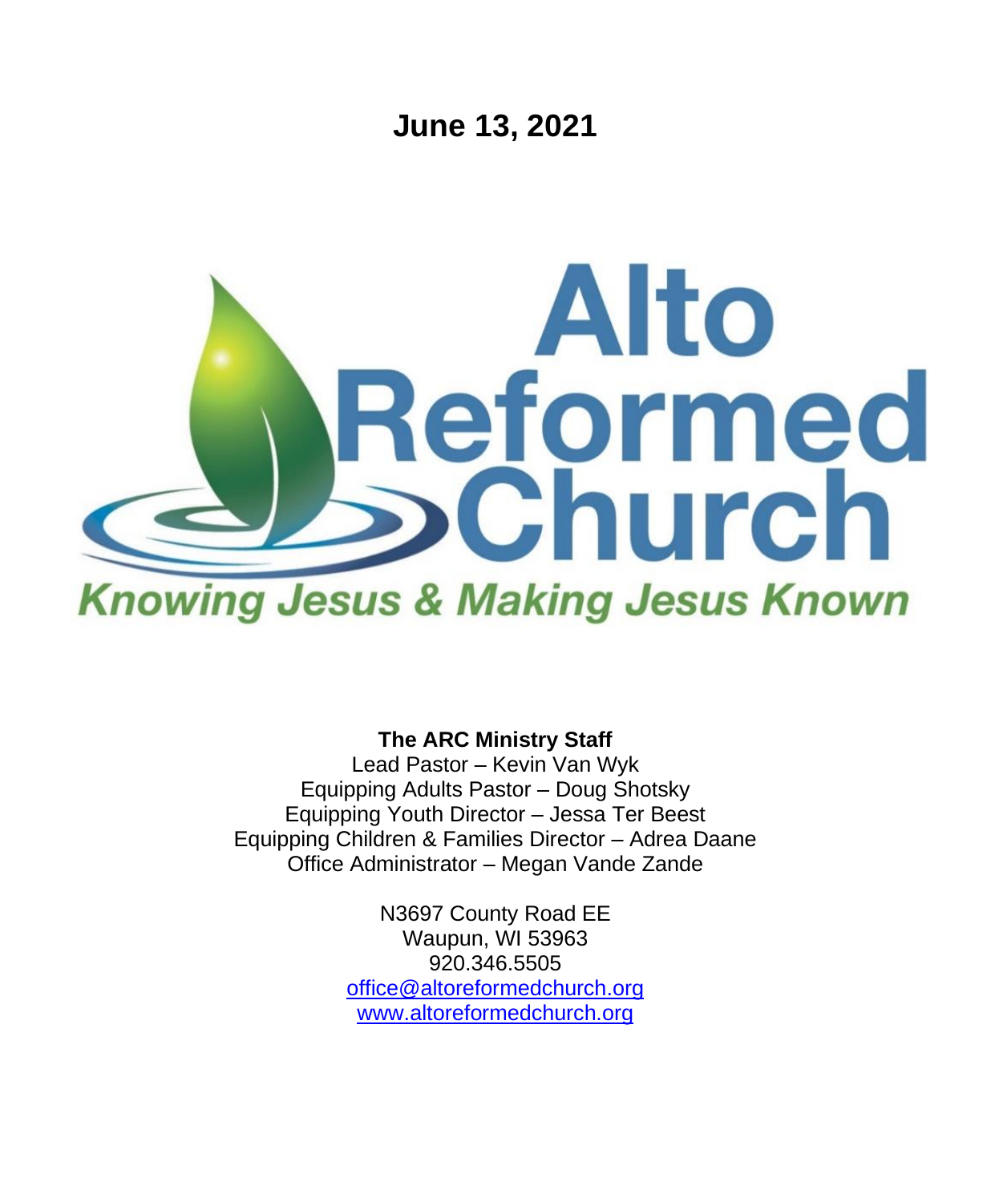# June 13, 2021

# Alto Reformed Church

*Knowing Jesus & Making Jesus Known*

**The ARC Ministry Staff**

Lead Pastor – Kevin Van Wyk
Equipping Adults Pastor – Doug Shotsky
Equipping Youth Director – Jessa Ter Beest
Equipping Children & Families Director – Adrea Daane
Office Administrator – Megan Vande Zande

N3697 County Road EE
Waupun, WI 53963
920.346.5505
office@altoreformedchurch.org
www.altoreformedchurch.org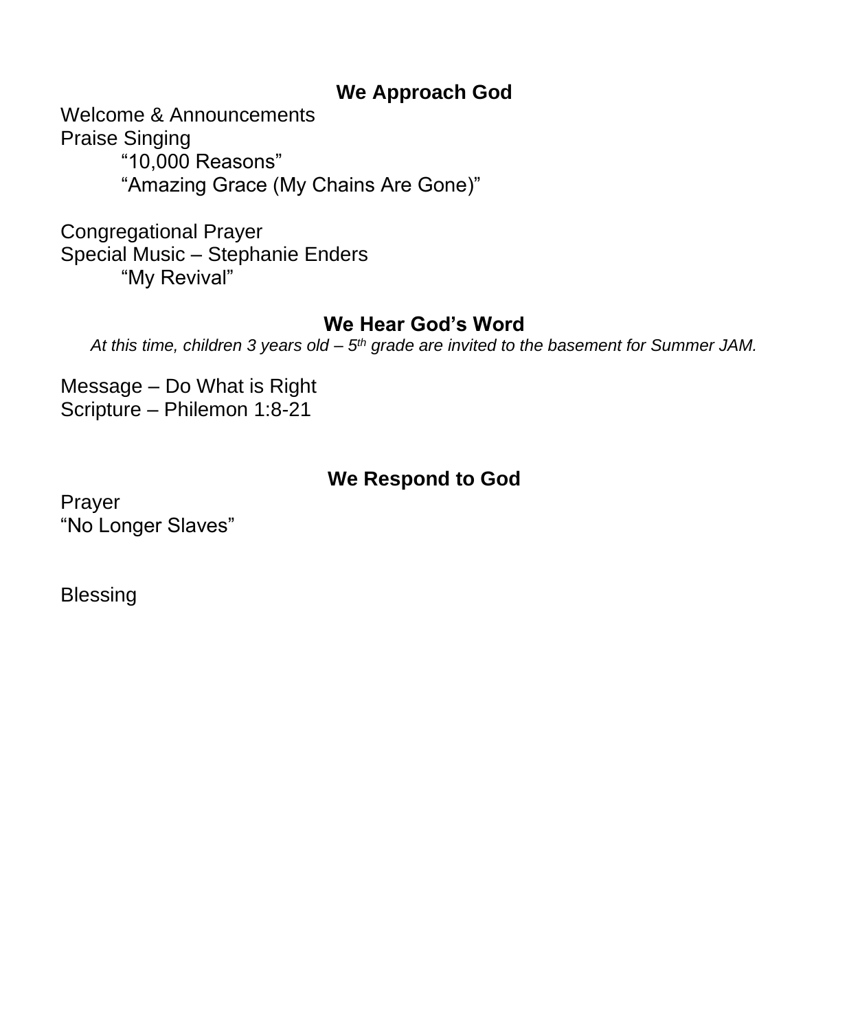## We Approach God

Welcome & Announcements
Praise Singing
    "10,000 Reasons"
    "Amazing Grace (My Chains Are Gone)"

Congregational Prayer
Special Music – Stephanie Enders
    "My Revival"

## We Hear God's Word

*At this time, children 3 years old – 5th grade are invited to the basement for Summer JAM.*

Message – Do What is Right
Scripture – Philemon 1:8-21

## We Respond to God

Prayer
"No Longer Slaves"

Blessing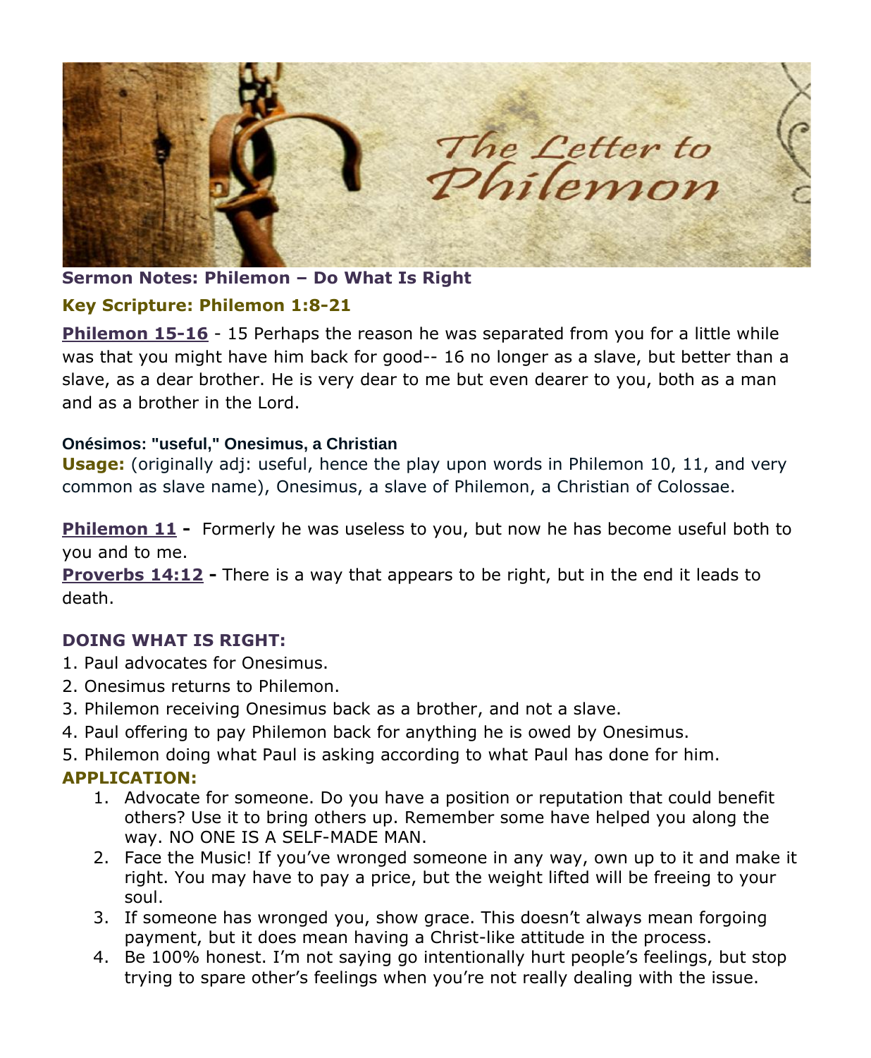**Sermon Notes: Philemon – Do What Is Right**

**Key Scripture: Philemon 1:8-21**

**Philemon 15-16** - 15 Perhaps the reason he was separated from you for a little while was that you might have him back for good-- 16 no longer as a slave, but better than a slave, as a dear brother. He is very dear to me but even dearer to you, both as a man and as a brother in the Lord.

**Onésimos: "useful," Onesimus, a Christian**

**Usage:** (originally adj: useful, hence the play upon words in Philemon 10, 11, and very common as slave name), Onesimus, a slave of Philemon, a Christian of Colossae.

**Philemon 11 -** Formerly he was useless to you, but now he has become useful both to you and to me.

**Proverbs 14:12 -** There is a way that appears to be right, but in the end it leads to death.

**DOING WHAT IS RIGHT:**

1. Paul advocates for Onesimus.
2. Onesimus returns to Philemon.
3. Philemon receiving Onesimus back as a brother, and not a slave.
4. Paul offering to pay Philemon back for anything he is owed by Onesimus.
5. Philemon doing what Paul is asking according to what Paul has done for him.

**APPLICATION:**

1. Advocate for someone. Do you have a position or reputation that could benefit others? Use it to bring others up. Remember some have helped you along the way. NO ONE IS A SELF-MADE MAN.
2. Face the Music! If you've wronged someone in any way, own up to it and make it right. You may have to pay a price, but the weight lifted will be freeing to your soul.
3. If someone has wronged you, show grace. This doesn't always mean forgoing payment, but it does mean having a Christ-like attitude in the process.
4. Be 100% honest. I'm not saying go intentionally hurt people's feelings, but stop trying to spare other's feelings when you're not really dealing with the issue.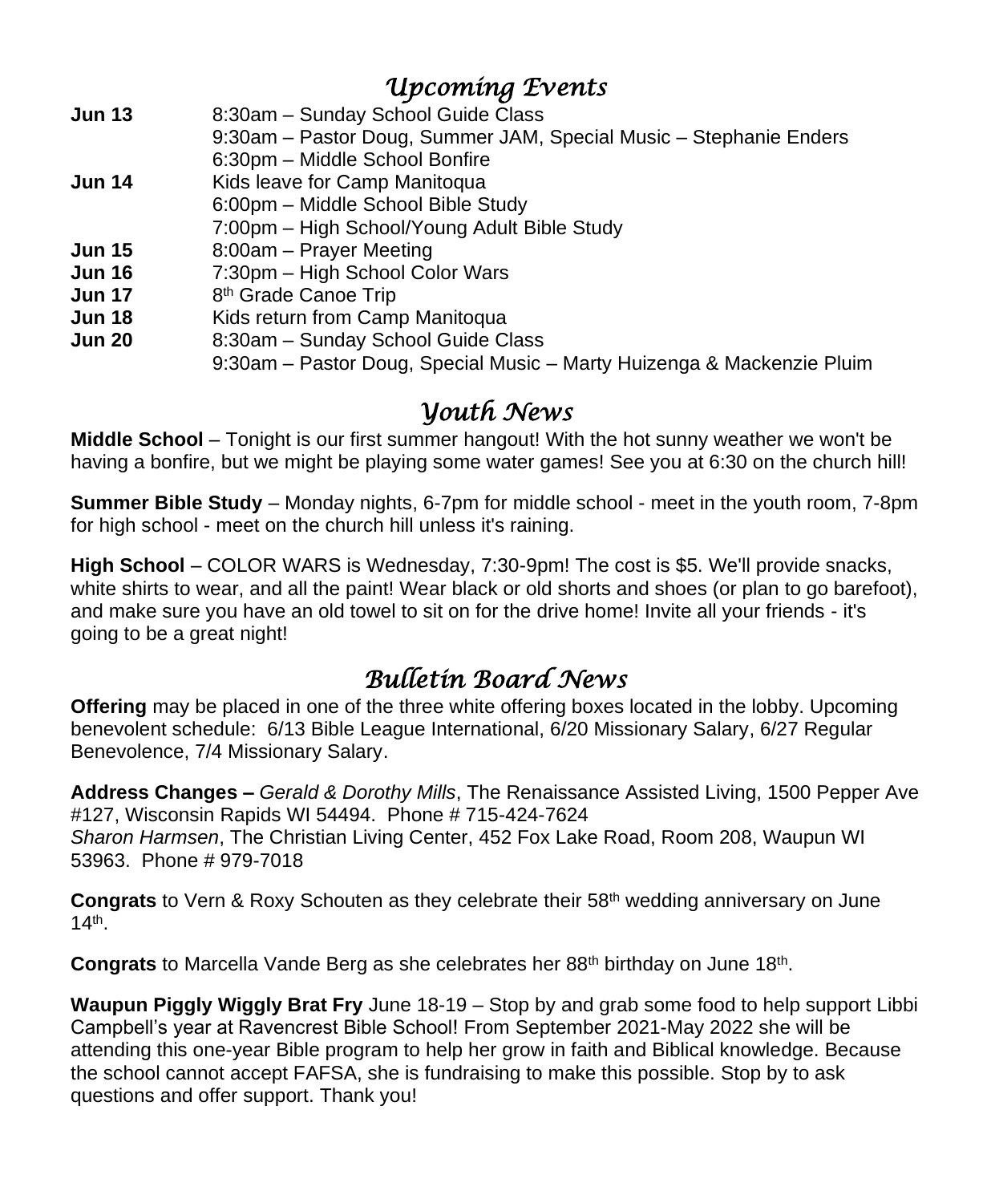## *Upcoming Events*

| | |
|---|---|
| **Jun 13** | 8:30am – Sunday School Guide Class |
| | 9:30am – Pastor Doug, Summer JAM, Special Music – Stephanie Enders |
| | 6:30pm – Middle School Bonfire |
| **Jun 14** | Kids leave for Camp Manitoqua |
| | 6:00pm – Middle School Bible Study |
| | 7:00pm – High School/Young Adult Bible Study |
| **Jun 15** | 8:00am – Prayer Meeting |
| **Jun 16** | 7:30pm – High School Color Wars |
| **Jun 17** | 8th Grade Canoe Trip |
| **Jun 18** | Kids return from Camp Manitoqua |
| **Jun 20** | 8:30am – Sunday School Guide Class |
| | 9:30am – Pastor Doug, Special Music – Marty Huizenga & Mackenzie Pluim |

## *Youth News*

**Middle School** – Tonight is our first summer hangout! With the hot sunny weather we won't be having a bonfire, but we might be playing some water games! See you at 6:30 on the church hill!

**Summer Bible Study** – Monday nights, 6-7pm for middle school - meet in the youth room, 7-8pm for high school - meet on the church hill unless it's raining.

**High School** – COLOR WARS is Wednesday, 7:30-9pm! The cost is $5. We'll provide snacks, white shirts to wear, and all the paint! Wear black or old shorts and shoes (or plan to go barefoot), and make sure you have an old towel to sit on for the drive home! Invite all your friends - it's going to be a great night!

## *Bulletin Board News*

**Offering** may be placed in one of the three white offering boxes located in the lobby. Upcoming benevolent schedule: 6/13 Bible League International, 6/20 Missionary Salary, 6/27 Regular Benevolence, 7/4 Missionary Salary.

**Address Changes –** *Gerald & Dorothy Mills*, The Renaissance Assisted Living, 1500 Pepper Ave #127, Wisconsin Rapids WI 54494. Phone # 715-424-7624
*Sharon Harmsen*, The Christian Living Center, 452 Fox Lake Road, Room 208, Waupun WI 53963. Phone # 979-7018

**Congrats** to Vern & Roxy Schouten as they celebrate their 58th wedding anniversary on June 14th.

**Congrats** to Marcella Vande Berg as she celebrates her 88th birthday on June 18th.

**Waupun Piggly Wiggly Brat Fry** June 18-19 – Stop by and grab some food to help support Libbi Campbell's year at Ravencrest Bible School! From September 2021-May 2022 she will be attending this one-year Bible program to help her grow in faith and Biblical knowledge. Because the school cannot accept FAFSA, she is fundraising to make this possible. Stop by to ask questions and offer support. Thank you!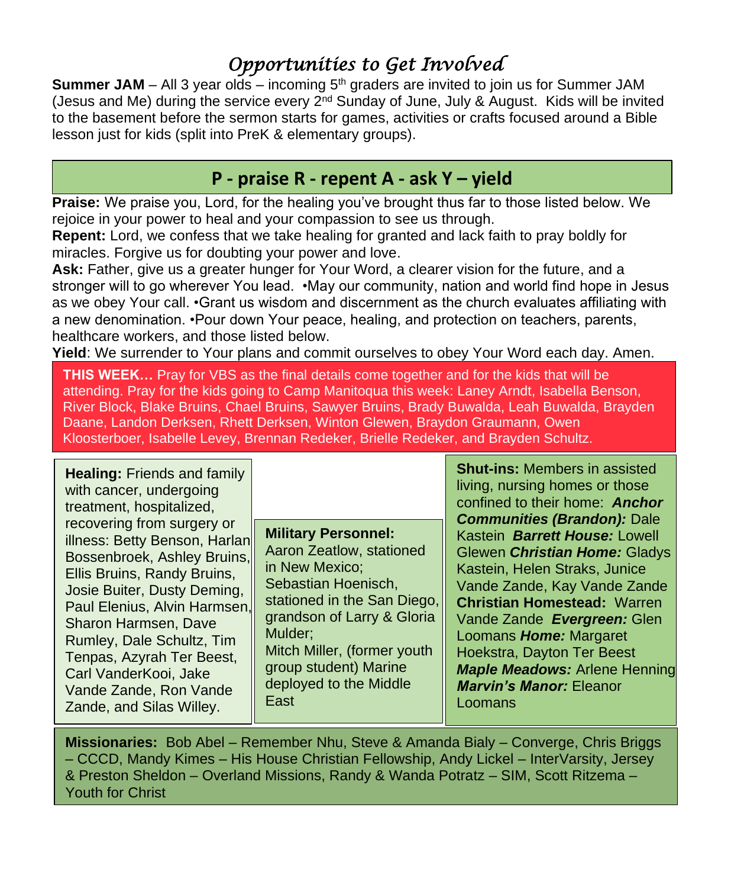# *Opportunities to Get Involved*

**Summer JAM** – All 3 year olds – incoming 5th graders are invited to join us for Summer JAM (Jesus and Me) during the service every 2nd Sunday of June, July & August. Kids will be invited to the basement before the sermon starts for games, activities or crafts focused around a Bible lesson just for kids (split into PreK & elementary groups).

## P - praise R - repent A - ask Y – yield

**Praise:** We praise you, Lord, for the healing you've brought thus far to those listed below. We rejoice in your power to heal and your compassion to see us through.

**Repent:** Lord, we confess that we take healing for granted and lack faith to pray boldly for miracles. Forgive us for doubting your power and love.

**Ask:** Father, give us a greater hunger for Your Word, a clearer vision for the future, and a stronger will to go wherever You lead. •May our community, nation and world find hope in Jesus as we obey Your call. •Grant us wisdom and discernment as the church evaluates affiliating with a new denomination. •Pour down Your peace, healing, and protection on teachers, parents, healthcare workers, and those listed below.

**Yield**: We surrender to Your plans and commit ourselves to obey Your Word each day. Amen.

**THIS WEEK…** Pray for VBS as the final details come together and for the kids that will be attending. Pray for the kids going to Camp Manitoqua this week: Laney Arndt, Isabella Benson, River Block, Blake Bruins, Chael Bruins, Sawyer Bruins, Brady Buwalda, Leah Buwalda, Brayden Daane, Landon Derksen, Rhett Derksen, Winton Glewen, Braydon Graumann, Owen Kloosterboer, Isabelle Levey, Brennan Redeker, Brielle Redeker, and Brayden Schultz.

**Healing:** Friends and family with cancer, undergoing treatment, hospitalized, recovering from surgery or illness: Betty Benson, Harlan Bossenbroek, Ashley Bruins, Ellis Bruins, Randy Bruins, Josie Buiter, Dusty Deming, Paul Elenius, Alvin Harmsen, Sharon Harmsen, Dave Rumley, Dale Schultz, Tim Tenpas, Azyrah Ter Beest, Carl VanderKooi, Jake Vande Zande, Ron Vande Zande, and Silas Willey.

**Military Personnel:** Aaron Zeatlow, stationed in New Mexico; Sebastian Hoenisch, stationed in the San Diego, grandson of Larry & Gloria Mulder; Mitch Miller, (former youth group student) Marine deployed to the Middle East

**Shut-ins:** Members in assisted living, nursing homes or those confined to their home: ***Anchor Communities (Brandon):*** Dale Kastein ***Barrett House:*** Lowell Glewen ***Christian Home:*** Gladys Kastein, Helen Straks, Junice Vande Zande, Kay Vande Zande **Christian Homestead:** Warren Vande Zande ***Evergreen:*** Glen Loomans ***Home:*** Margaret Hoekstra, Dayton Ter Beest ***Maple Meadows:*** Arlene Henning ***Marvin's Manor:*** Eleanor Loomans

**Missionaries:** Bob Abel – Remember Nhu, Steve & Amanda Bialy – Converge, Chris Briggs – CCCD, Mandy Kimes – His House Christian Fellowship, Andy Lickel – InterVarsity, Jersey & Preston Sheldon – Overland Missions, Randy & Wanda Potratz – SIM, Scott Ritzema – Youth for Christ